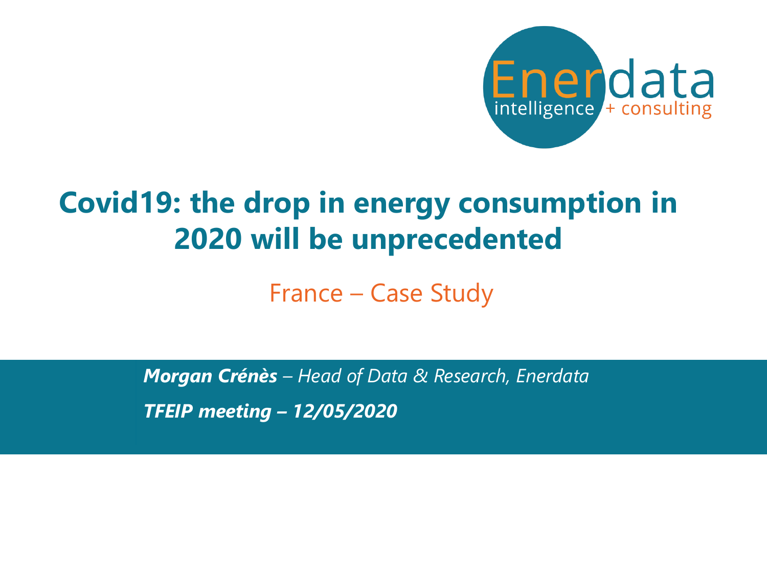Enerdata intelligence + consulting

# Covid19: the drop in energy consumption in 2020 will be unprecedented

## France – Case Study

***Morgan Crénès*** *– Head of Data & Research, Enerdata*

***TFEIP meeting – 12/05/2020***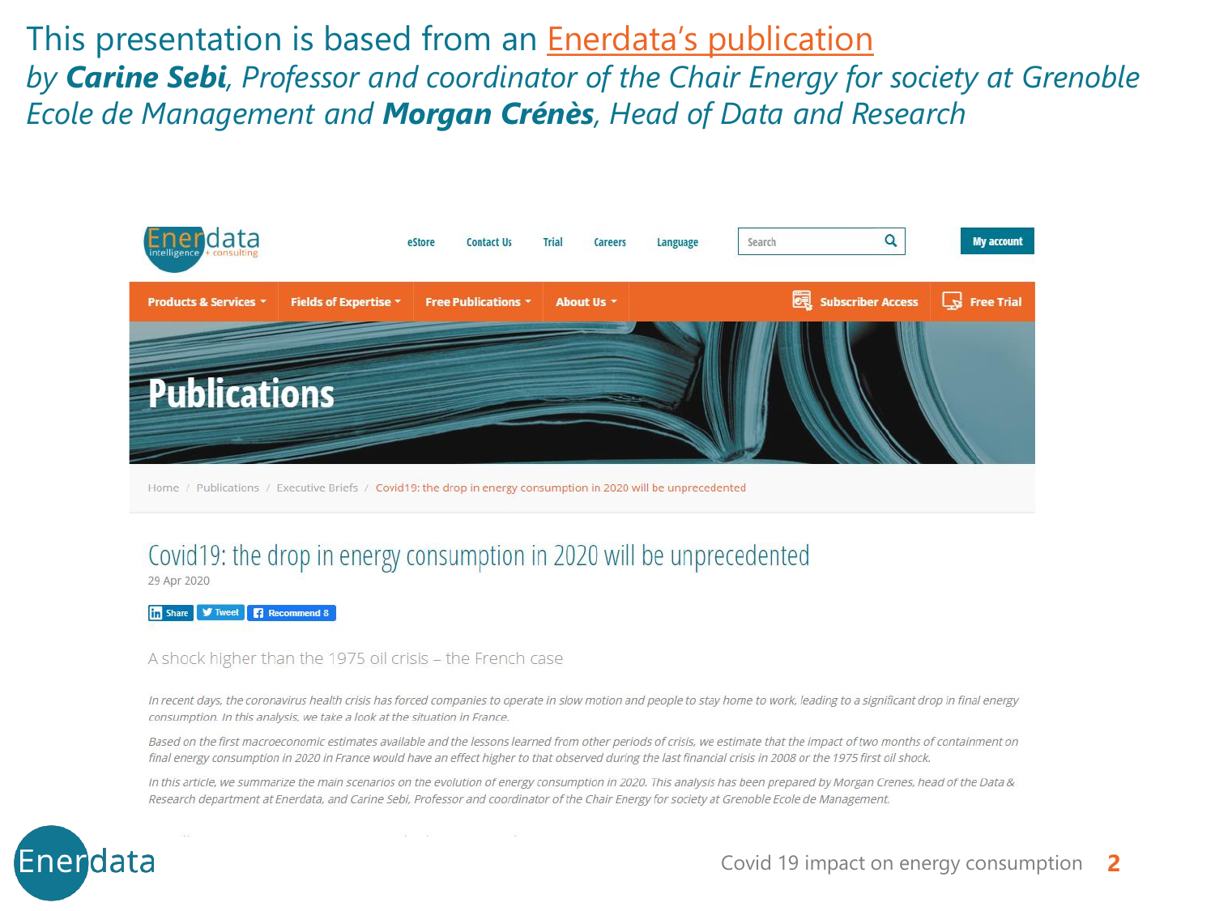This presentation is based from an Enerdata's publication

*by **Carine Sebi**, Professor and coordinator of the Chair Energy for society at Grenoble Ecole de Management and **Morgan Crénès**, Head of Data and Research*

eStore | Contact Us | Trial | Careers | Language | Search | My account

Products & Services | Fields of Expertise | Free Publications | About Us | Subscriber Access | Free Trial

# Publications

Home / Publications / Executive Briefs / Covid19: the drop in energy consumption in 2020 will be unprecedented

## Covid19: the drop in energy consumption in 2020 will be unprecedented

29 Apr 2020

Share | Tweet | Recommend 8

A shock higher than the 1975 oil crisis – the French case

*In recent days, the coronavirus health crisis has forced companies to operate in slow motion and people to stay home to work, leading to a significant drop in final energy consumption. In this analysis, we take a look at the situation in France.*

*Based on the first macroeconomic estimates available and the lessons learned from other periods of crisis, we estimate that the impact of two months of containment on final energy consumption in 2020 in France would have an effect higher to that observed during the last financial crisis in 2008 or the 1975 first oil shock.*

*In this article, we summarize the main scenarios on the evolution of energy consumption in 2020. This analysis has been prepared by Morgan Crenes, head of the Data & Research department at Enerdata, and Carine Sebi, Professor and coordinator of the Chair Energy for society at Grenoble Ecole de Management.*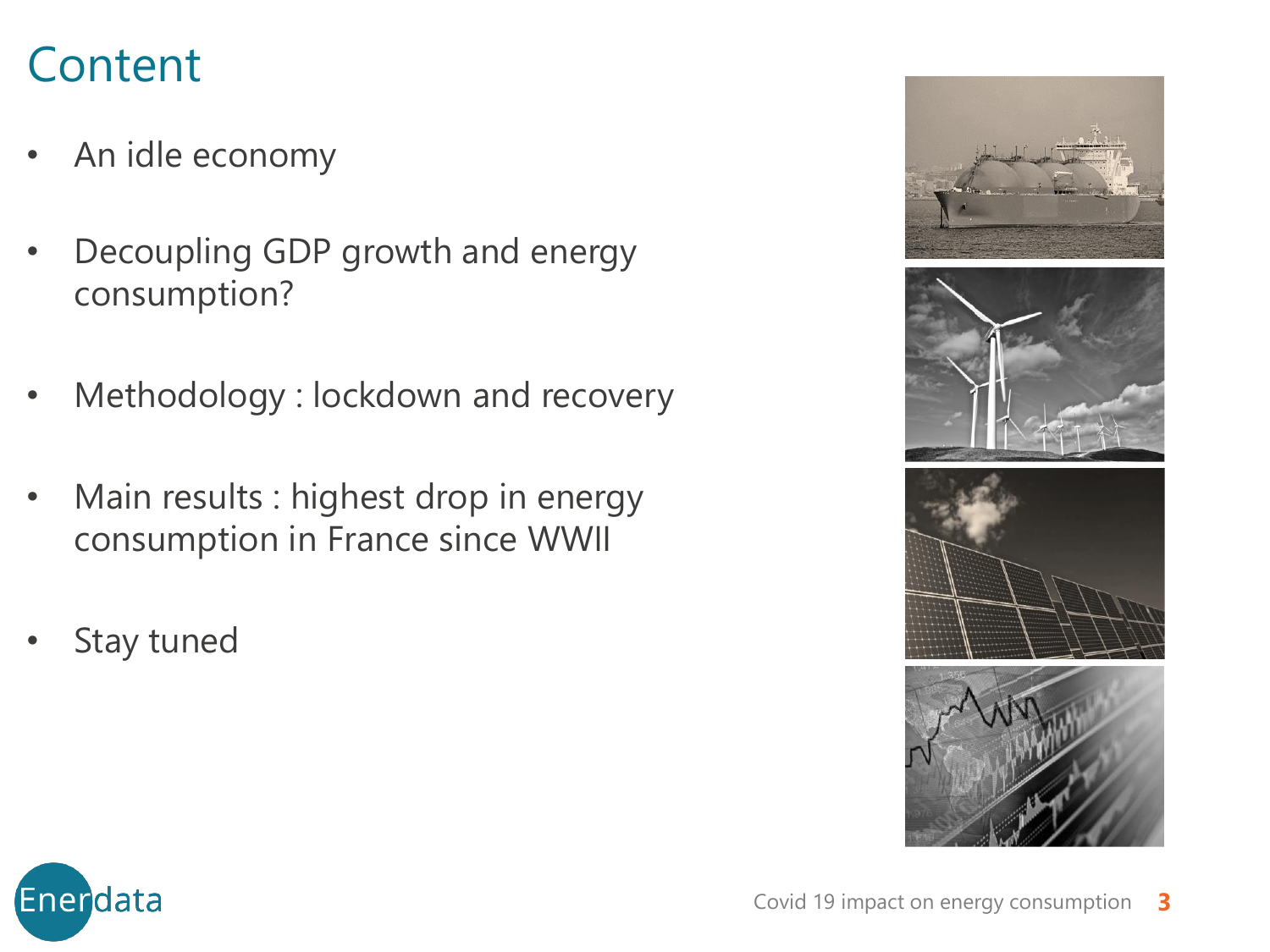# Content

- An idle economy
- Decoupling GDP growth and energy consumption?
- Methodology : lockdown and recovery
- Main results : highest drop in energy consumption in France since WWII
- Stay tuned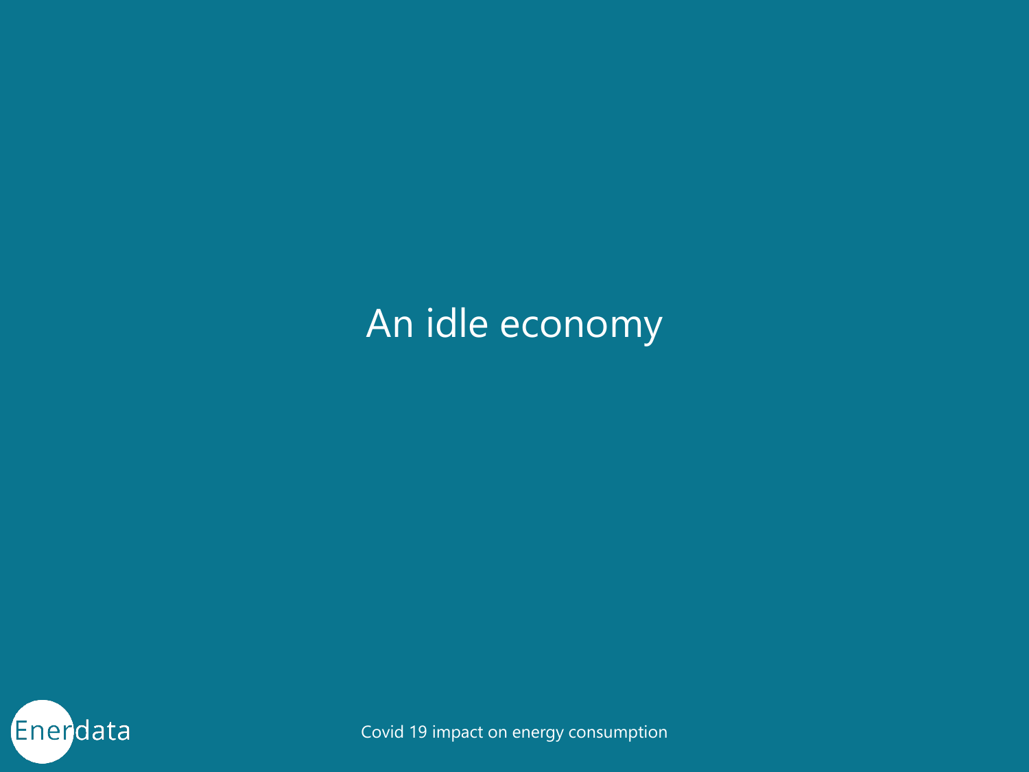# An idle economy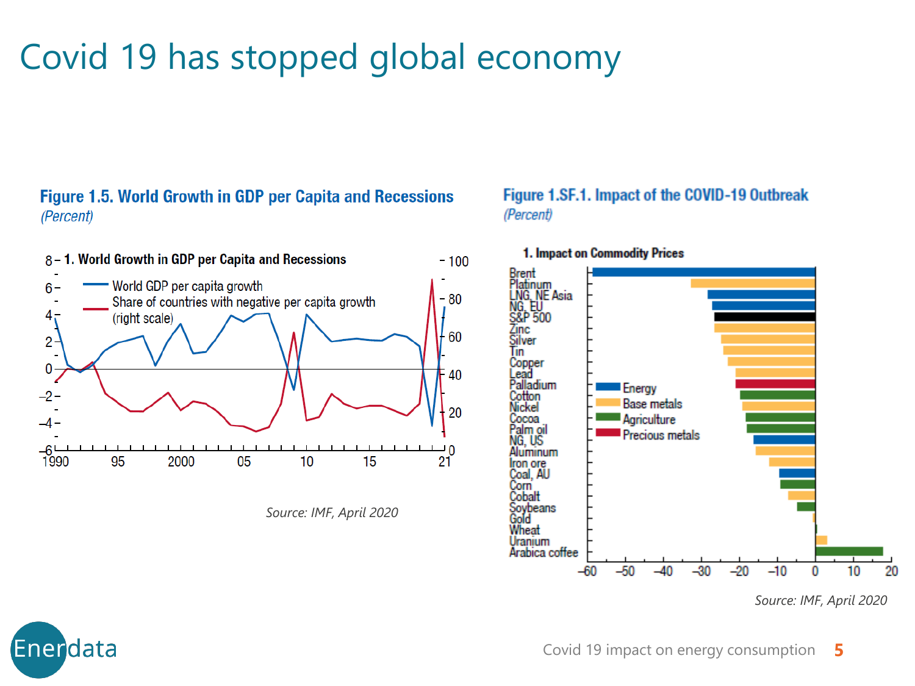# Covid 19 has stopped global economy

**Figure 1.5. World Growth in GDP per Capita and Recessions**
*(Percent)*

**1. World Growth in GDP per Capita and Recessions**

- World GDP per capita growth
- Share of countries with negative per capita growth (right scale)

*Source: IMF, April 2020*

**Figure 1.SF.1. Impact of the COVID-19 Outbreak**
*(Percent)*

**1. Impact on Commodity Prices**

*Source: IMF, April 2020*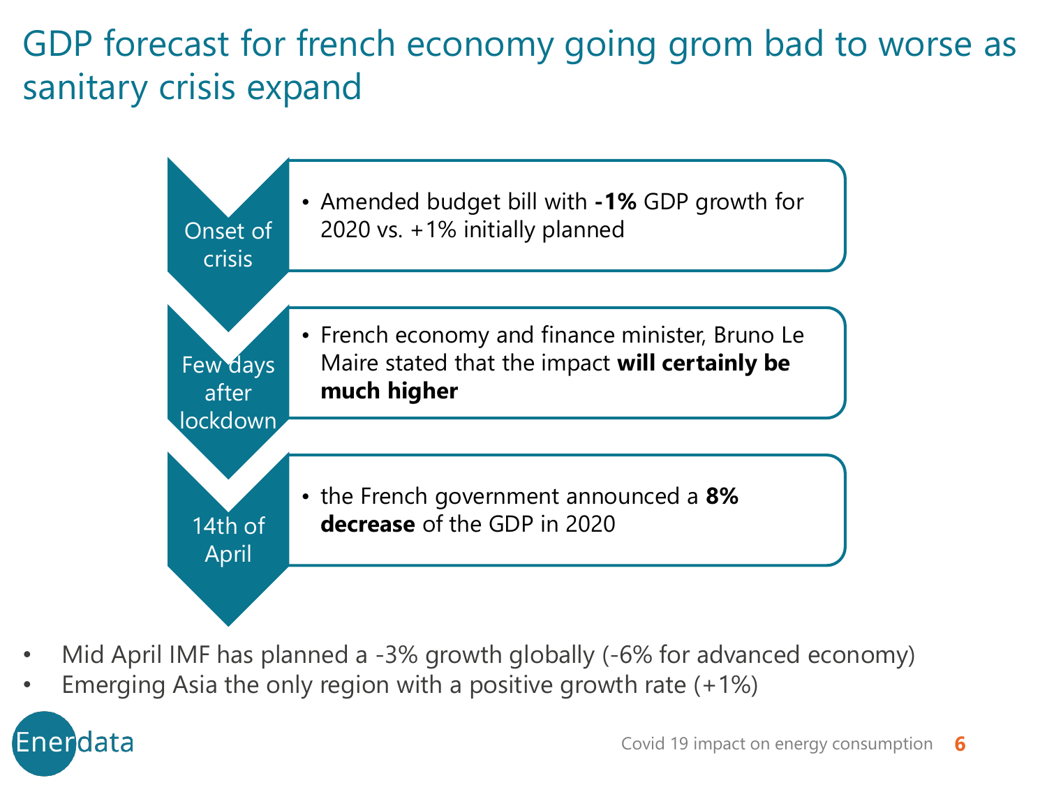# GDP forecast for french economy going grom bad to worse as sanitary crisis expand

**Onset of crisis**

- Amended budget bill with **-1%** GDP growth for 2020 vs. +1% initially planned

**Few days after lockdown**

- French economy and finance minister, Bruno Le Maire stated that the impact **will certainly be much higher**

**14th of April**

- the French government announced a **8% decrease** of the GDP in 2020

- Mid April IMF has planned a -3% growth globally (-6% for advanced economy)
- Emerging Asia the only region with a positive growth rate (+1%)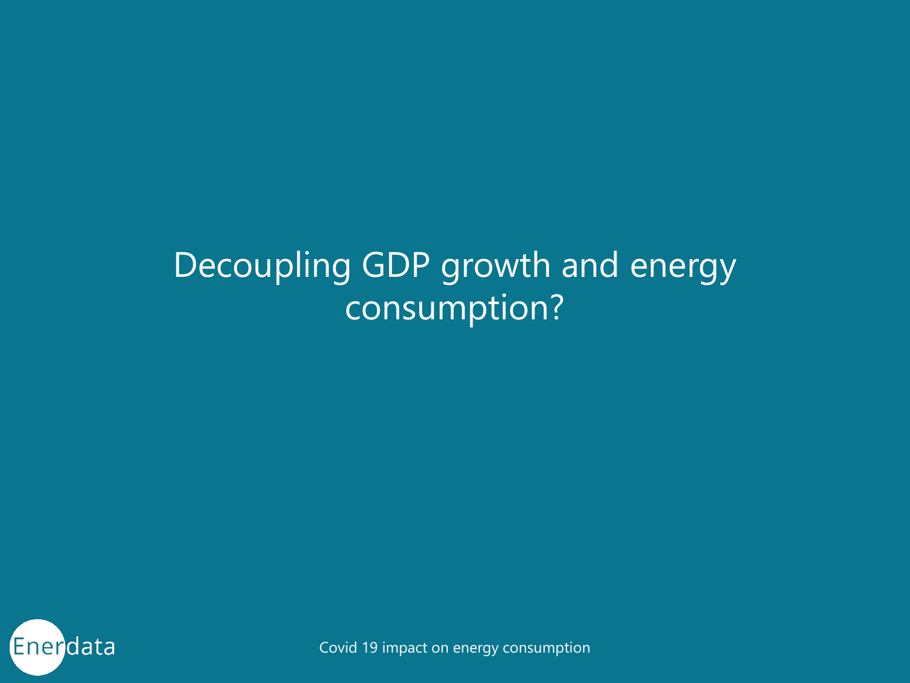# Decoupling GDP growth and energy consumption?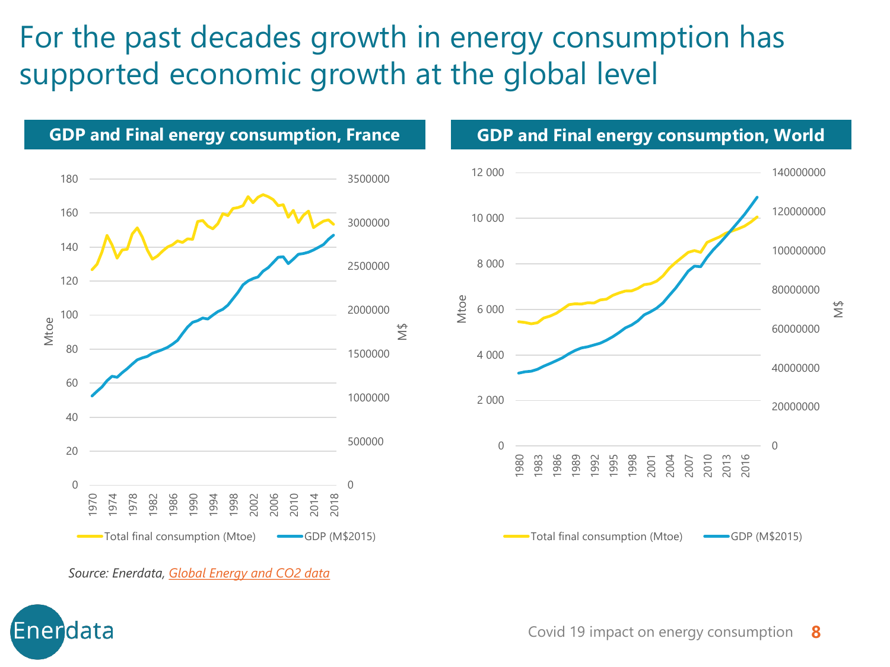# For the past decades growth in energy consumption has supported economic growth at the global level

## GDP and Final energy consumption, France

## GDP and Final energy consumption, World

*Source: Enerdata, Global Energy and CO2 data*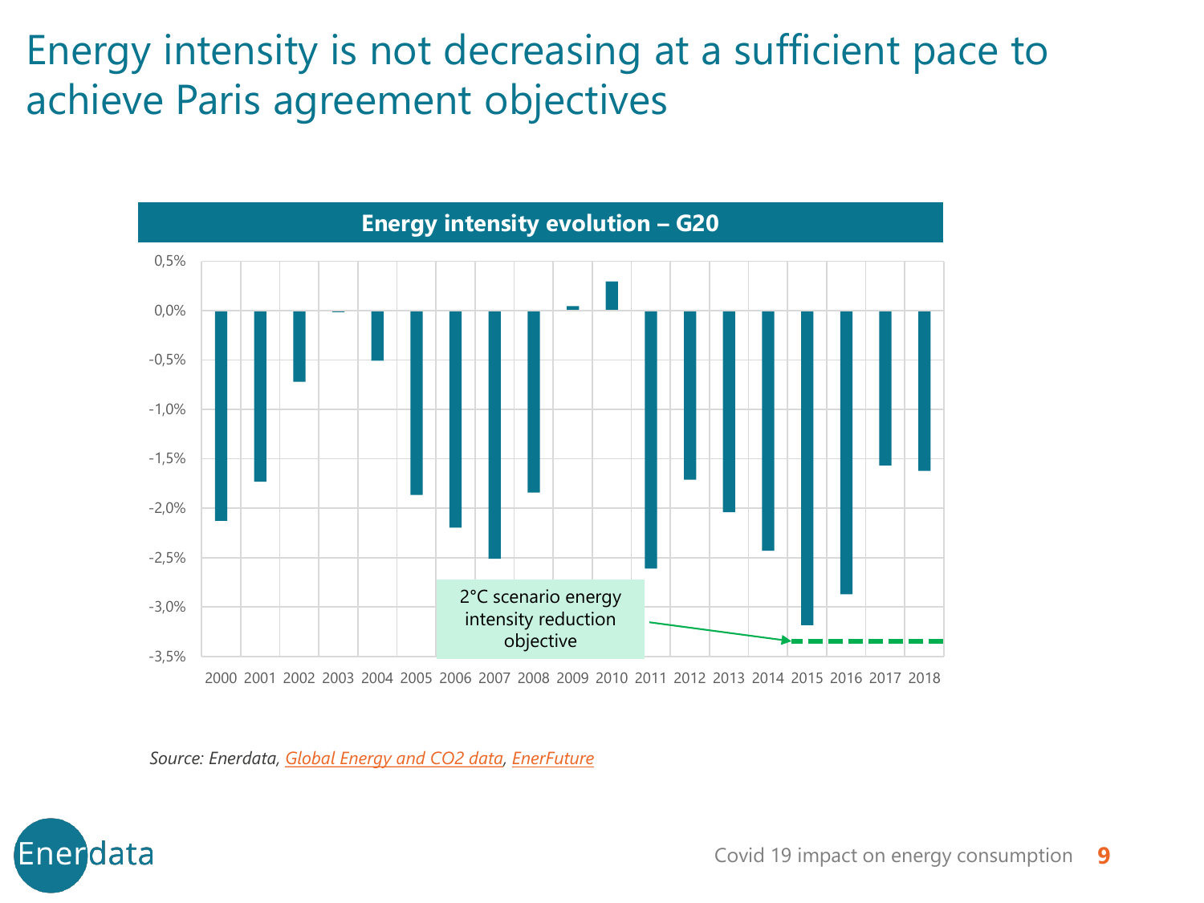# Energy intensity is not decreasing at a sufficient pace to achieve Paris agreement objectives

**Energy intensity evolution – G20**

2°C scenario energy intensity reduction objective

*Source: Enerdata, Global Energy and CO2 data, EnerFuture*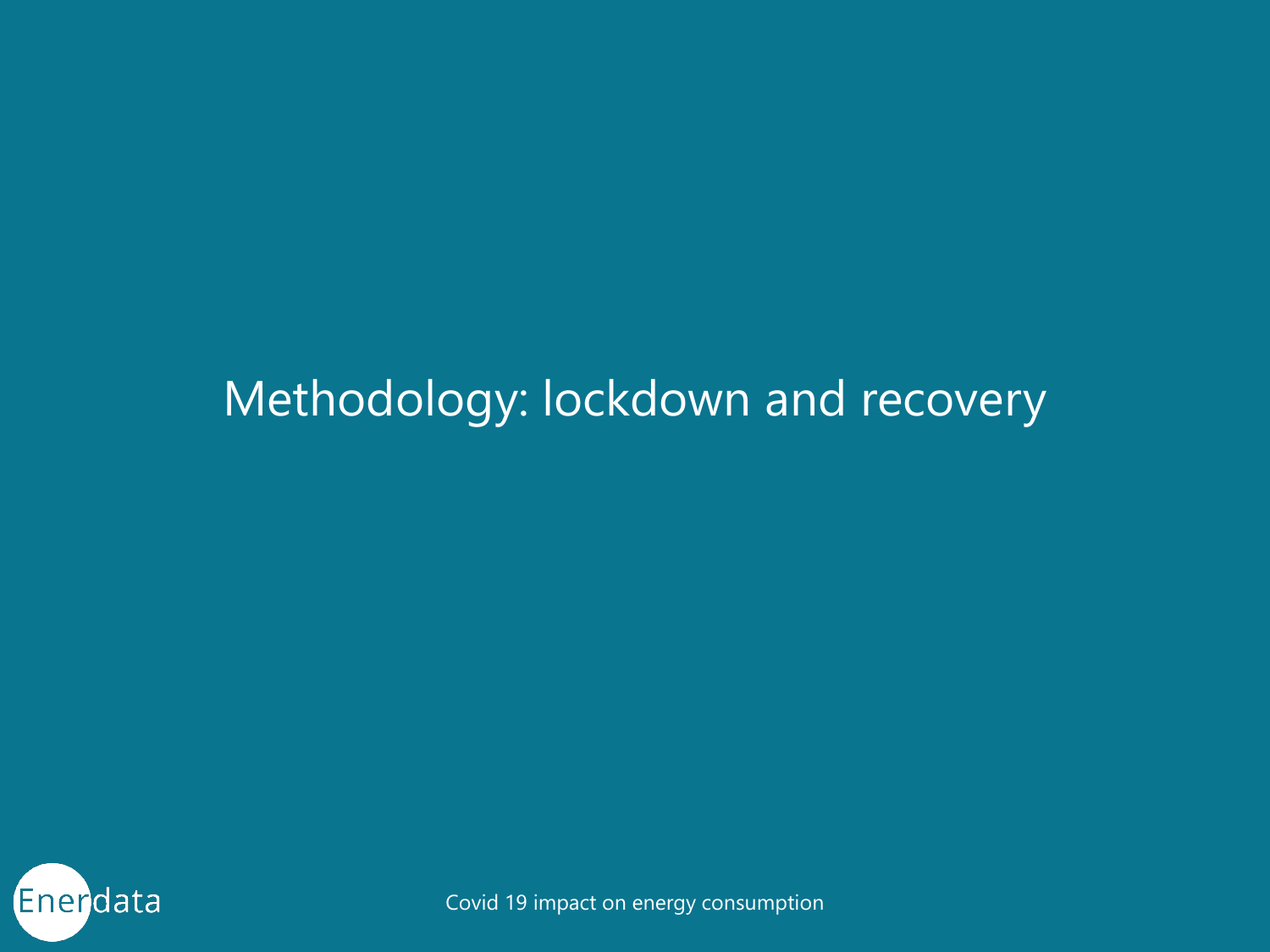# Methodology: lockdown and recovery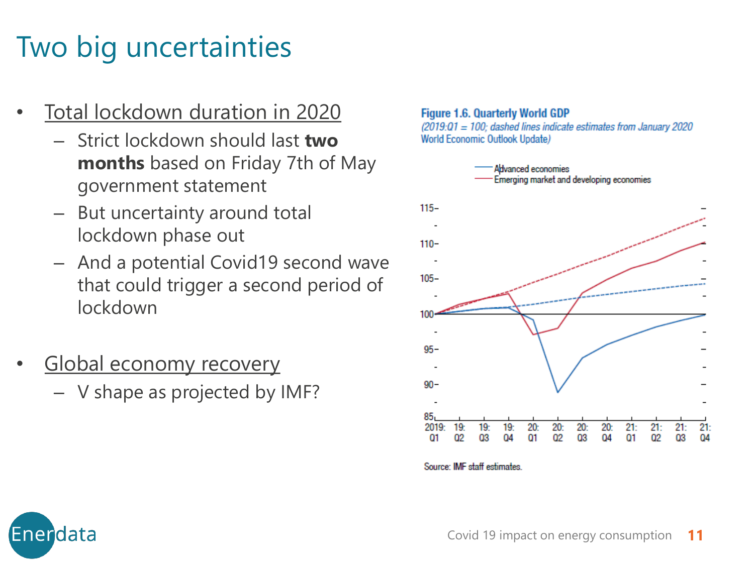# Two big uncertainties

- <u>Total lockdown duration in 2020</u>
  - Strict lockdown should last **two months** based on Friday 7th of May government statement
  - But uncertainty around total lockdown phase out
  - And a potential Covid19 second wave that could trigger a second period of lockdown

- <u>Global economy recovery</u>
  - V shape as projected by IMF?

**Figure 1.6. Quarterly World GDP**
*(2019:Q1 = 100; dashed lines indicate estimates from January 2020 World Economic Outlook Update)*

Source: IMF staff estimates.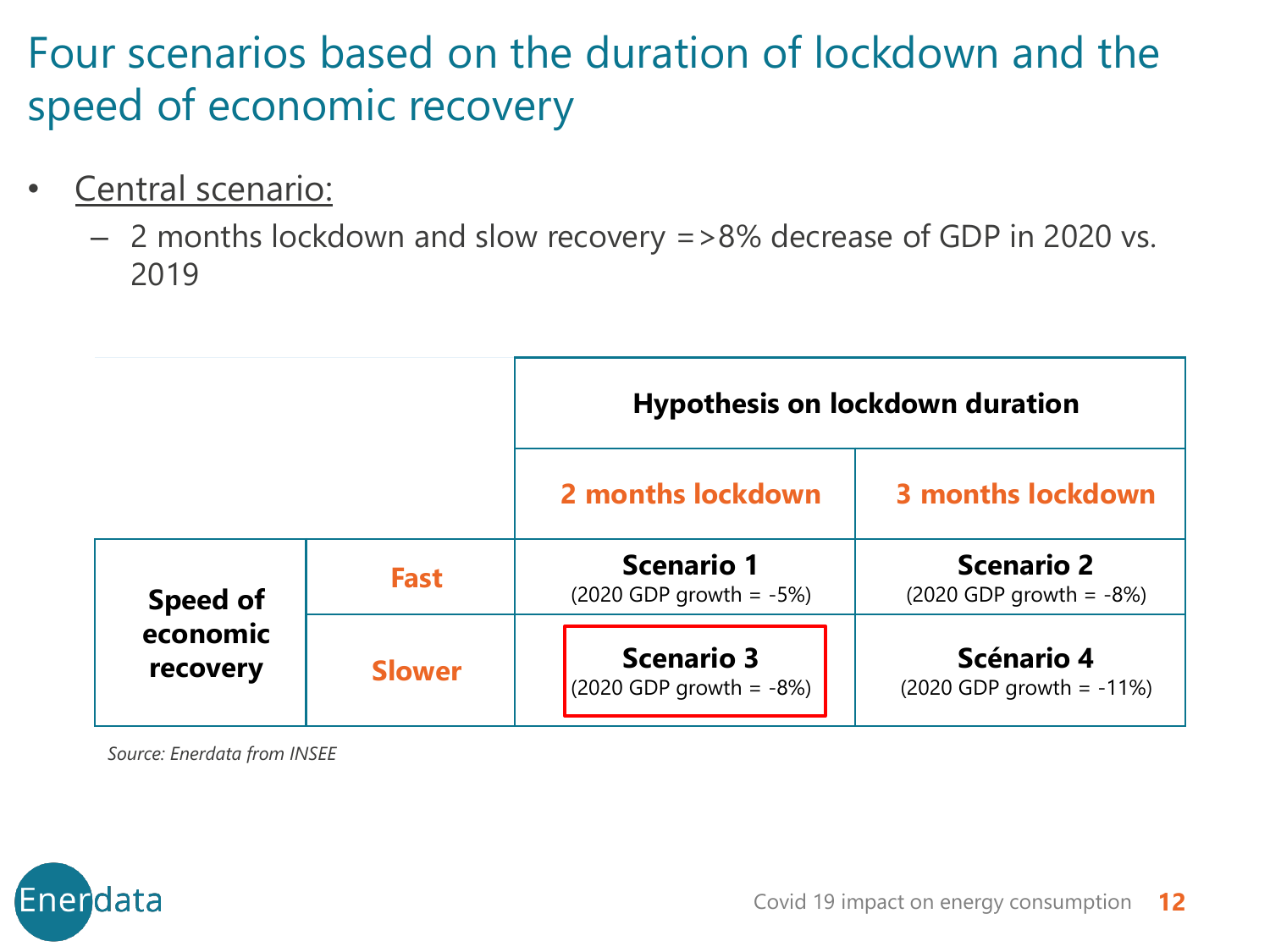# Four scenarios based on the duration of lockdown and the speed of economic recovery

- Central scenario:
  - 2 months lockdown and slow recovery =>8% decrease of GDP in 2020 vs. 2019

| | | **Hypothesis on lockdown duration** | |
|---|---|---|---|
| | | **2 months lockdown** | **3 months lockdown** |
| **Speed of economic recovery** | **Fast** | **Scenario 1** (2020 GDP growth = -5%) | **Scenario 2** (2020 GDP growth = -8%) |
| | **Slower** | **Scenario 3** (2020 GDP growth = -8%) | **Scénario 4** (2020 GDP growth = -11%) |

*Source: Enerdata from INSEE*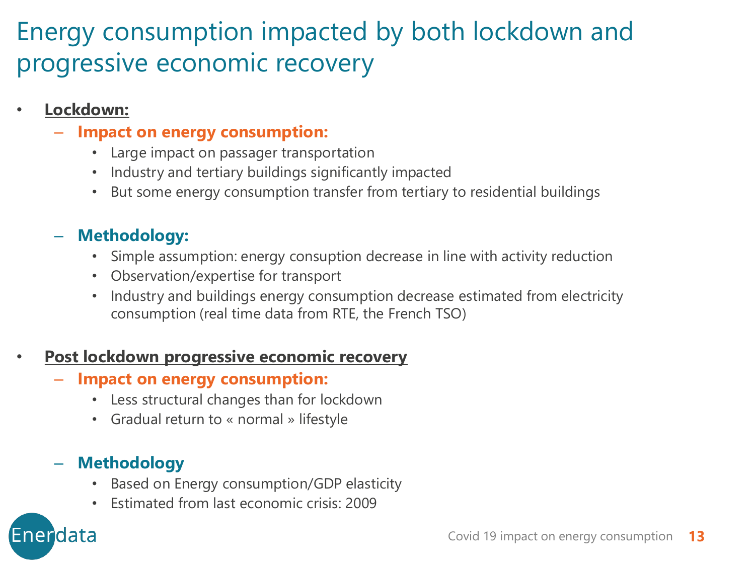# Energy consumption impacted by both lockdown and progressive economic recovery

- **Lockdown:**
  - **Impact on energy consumption:**
    - Large impact on passager transportation
    - Industry and tertiary buildings significantly impacted
    - But some energy consumption transfer from tertiary to residential buildings
  - **Methodology:**
    - Simple assumption: energy consuption decrease in line with activity reduction
    - Observation/expertise for transport
    - Industry and buildings energy consumption decrease estimated from electricity consumption (real time data from RTE, the French TSO)
- **Post lockdown progressive economic recovery**
  - **Impact on energy consumption:**
    - Less structural changes than for lockdown
    - Gradual return to « normal » lifestyle
  - **Methodology**
    - Based on Energy consumption/GDP elasticity
    - Estimated from last economic crisis: 2009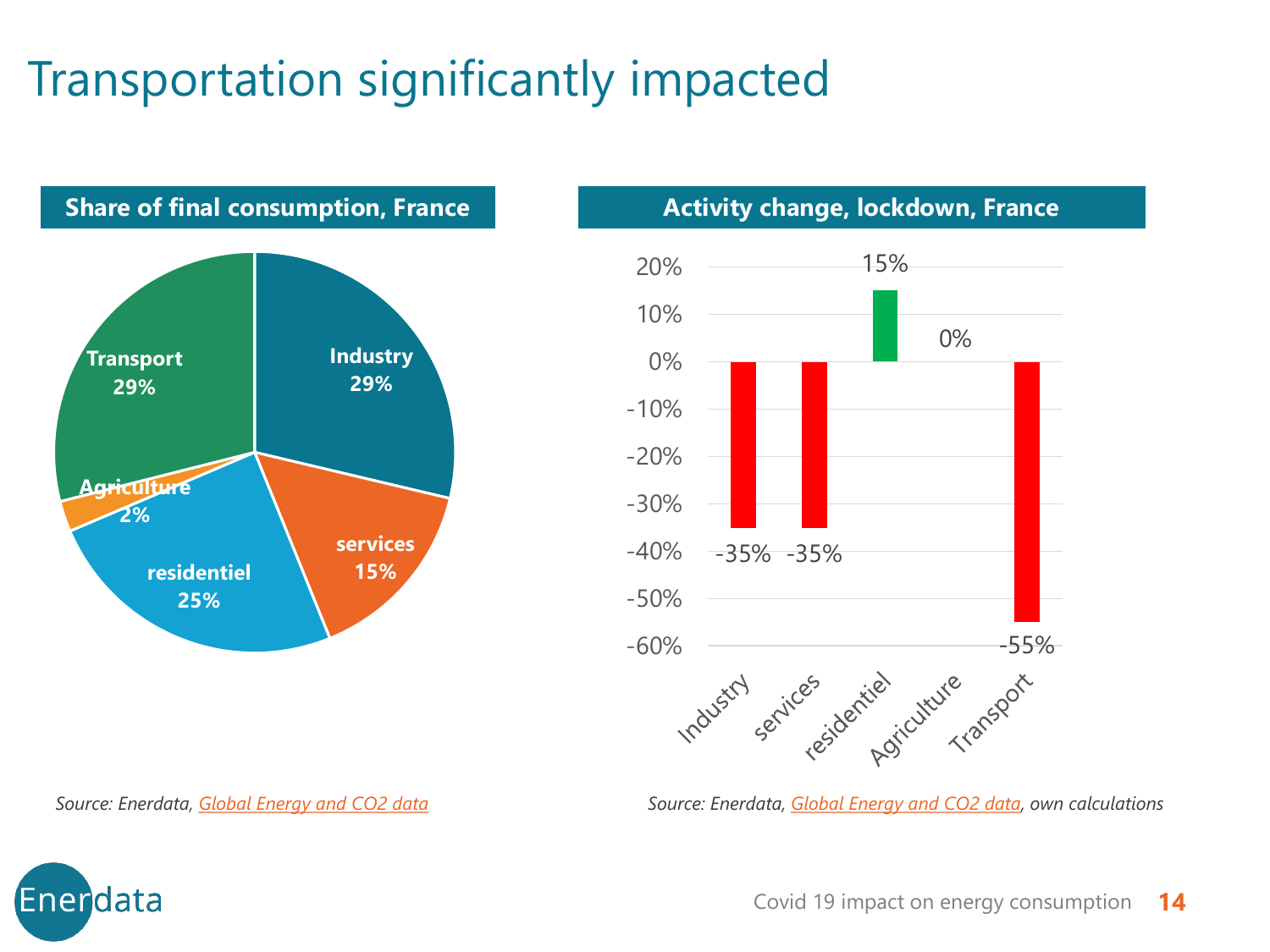# Transportation significantly impacted

## Share of final consumption, France

| Sector | Share |
| --- | --- |
| Industry | 29% |
| services | 15% |
| residentiel | 25% |
| Agriculture | 2% |
| Transport | 29% |

*Source: Enerdata, Global Energy and CO2 data*

## Activity change, lockdown, France

| Sector | Activity change |
| --- | --- |
| Industry | -35% |
| services | -35% |
| residentiel | 15% |
| Agriculture | 0% |
| Transport | -55% |

*Source: Enerdata, Global Energy and CO2 data, own calculations*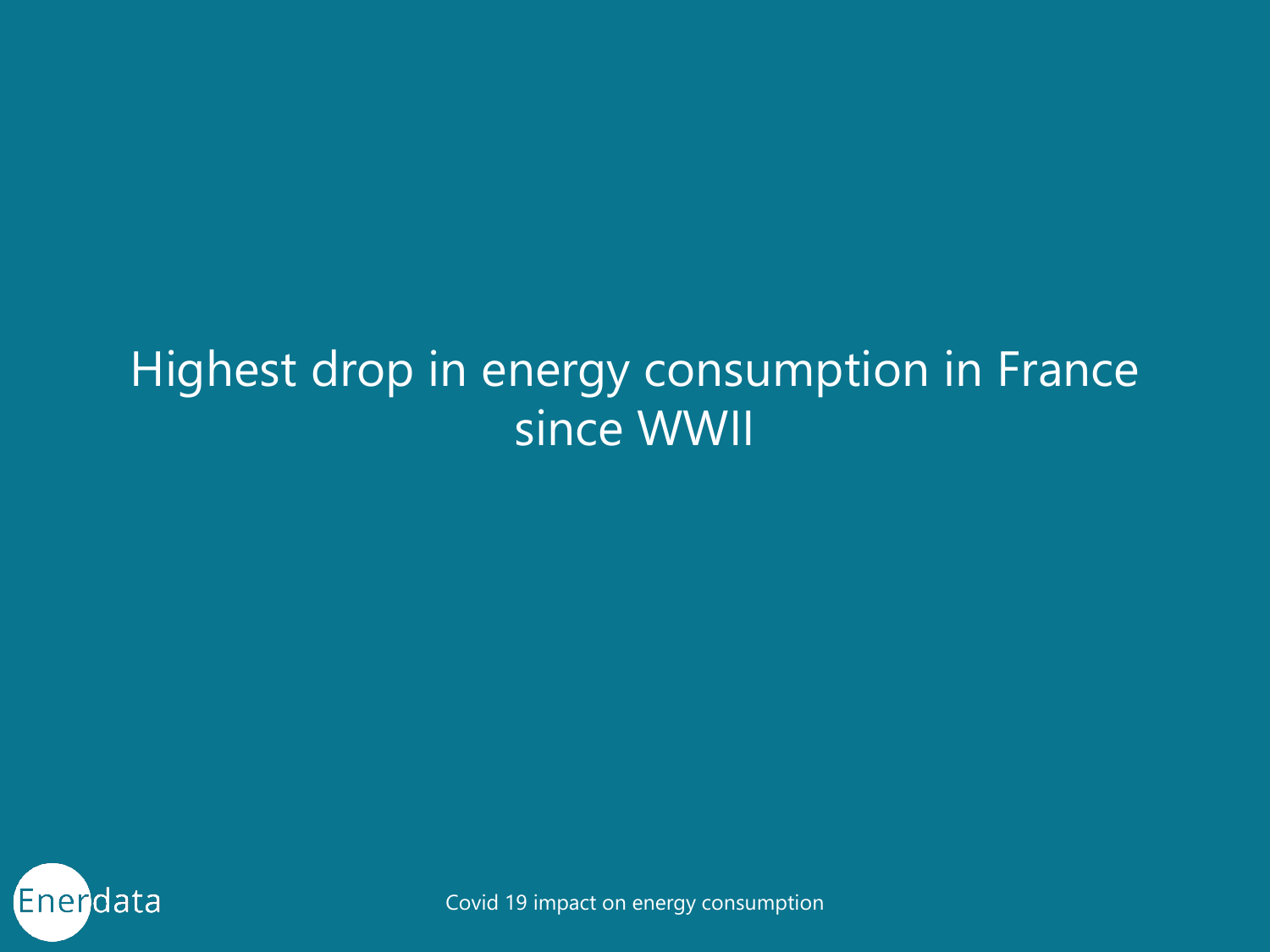# Highest drop in energy consumption in France since WWII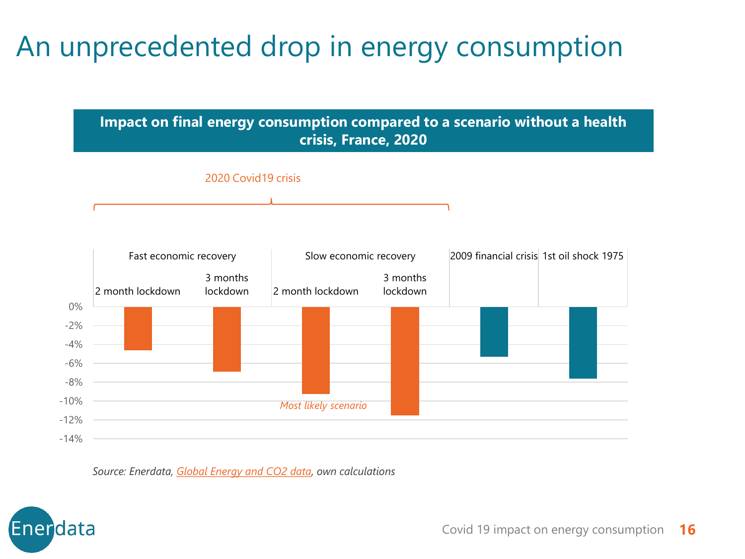# An unprecedented drop in energy consumption

**Impact on final energy consumption compared to a scenario without a health crisis, France, 2020**

2020 Covid19 crisis

| | Fast economic recovery | | Slow economic recovery | | 2009 financial crisis | 1st oil shock 1975 |
|---|---|---|---|---|---|---|
| | 2 month lockdown | 3 months lockdown | 2 month lockdown | 3 months lockdown | | |

0%
-2%
-4%
-6%
-8%
-10%
-12%
-14%

*Most likely scenario*

*Source: Enerdata, Global Energy and CO2 data, own calculations*

Covid 19 impact on energy consumption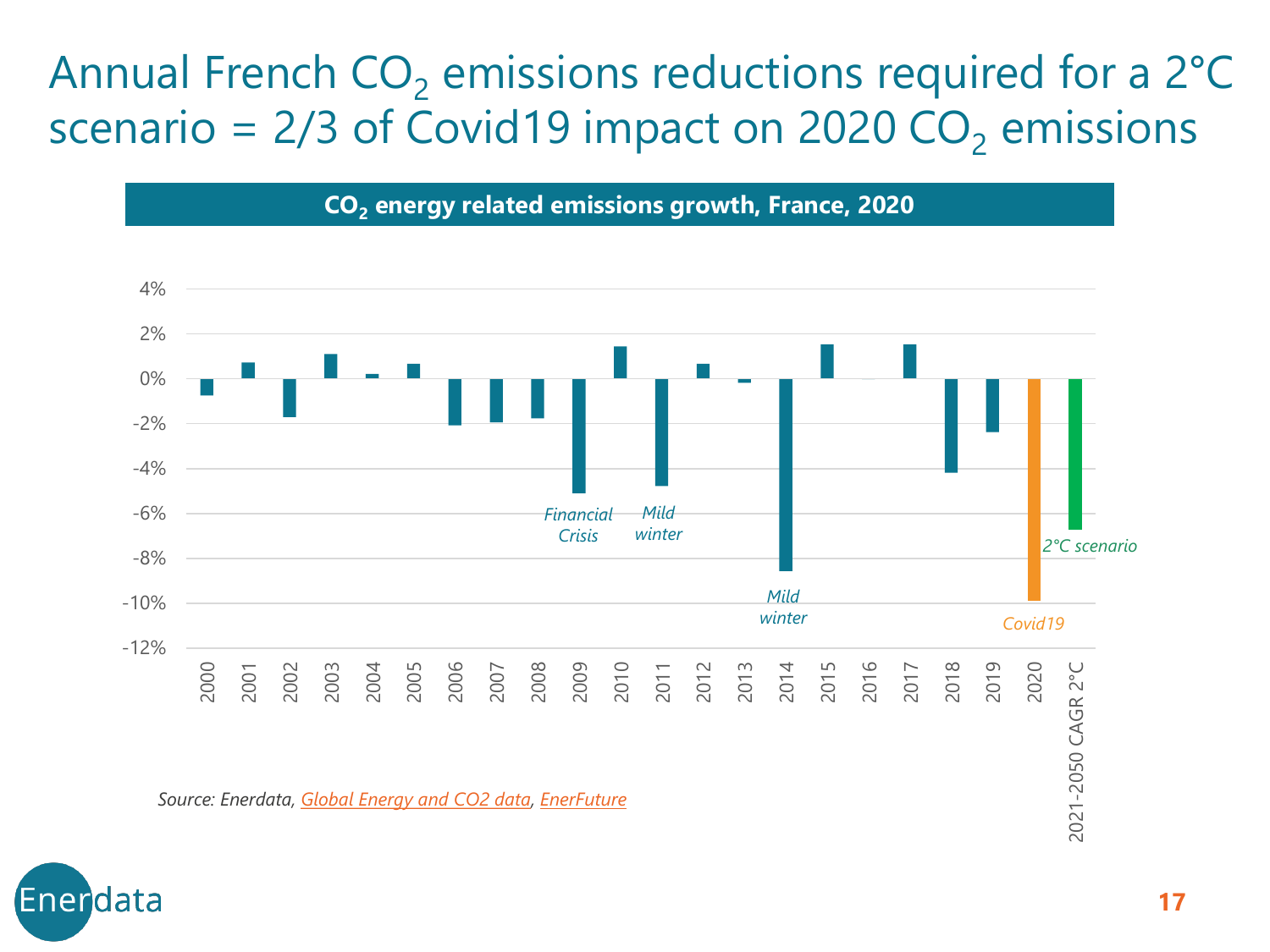# Annual French $CO_2$ emissions reductions required for a 2°C scenario = 2/3 of Covid19 impact on 2020 $CO_2$ emissions

**$CO_2$ energy related emissions growth, France, 2020**

| Year | Growth |
|---|---|
| 2000 | -0.7% |
| 2001 | 0.7% |
| 2002 | -1.7% |
| 2003 | 1.1% |
| 2004 | 0.2% |
| 2005 | 0.6% |
| 2006 | -2.1% |
| 2007 | -1.9% |
| 2008 | -1.8% |
| 2009 (Financial Crisis) | -5.1% |
| 2010 | 1.4% |
| 2011 (Mild winter) | -4.8% |
| 2012 | 0.6% |
| 2013 | -0.2% |
| 2014 (Mild winter) | -8.6% |
| 2015 | 1.5% |
| 2016 | 0.0% |
| 2017 | 1.5% |
| 2018 | -4.2% |
| 2019 | -2.4% |
| 2020 (Covid19) | -9.9% |
| 2021-2050 CAGR 2°C (2°C scenario) | -6.7% |

*Source: Enerdata, Global Energy and CO2 data, EnerFuture*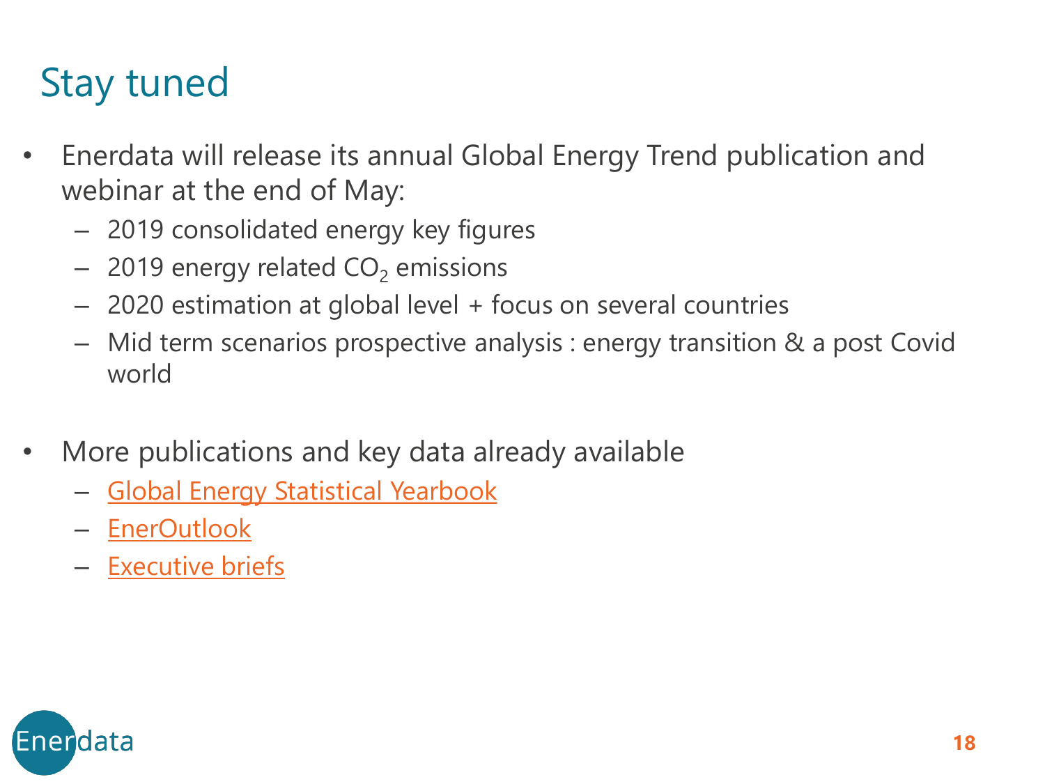# Stay tuned

- Enerdata will release its annual Global Energy Trend publication and webinar at the end of May:
  - 2019 consolidated energy key figures
  - 2019 energy related $CO_2$ emissions
  - 2020 estimation at global level + focus on several countries
  - Mid term scenarios prospective analysis : energy transition & a post Covid world

- More publications and key data already available
  - Global Energy Statistical Yearbook
  - EnerOutlook
  - Executive briefs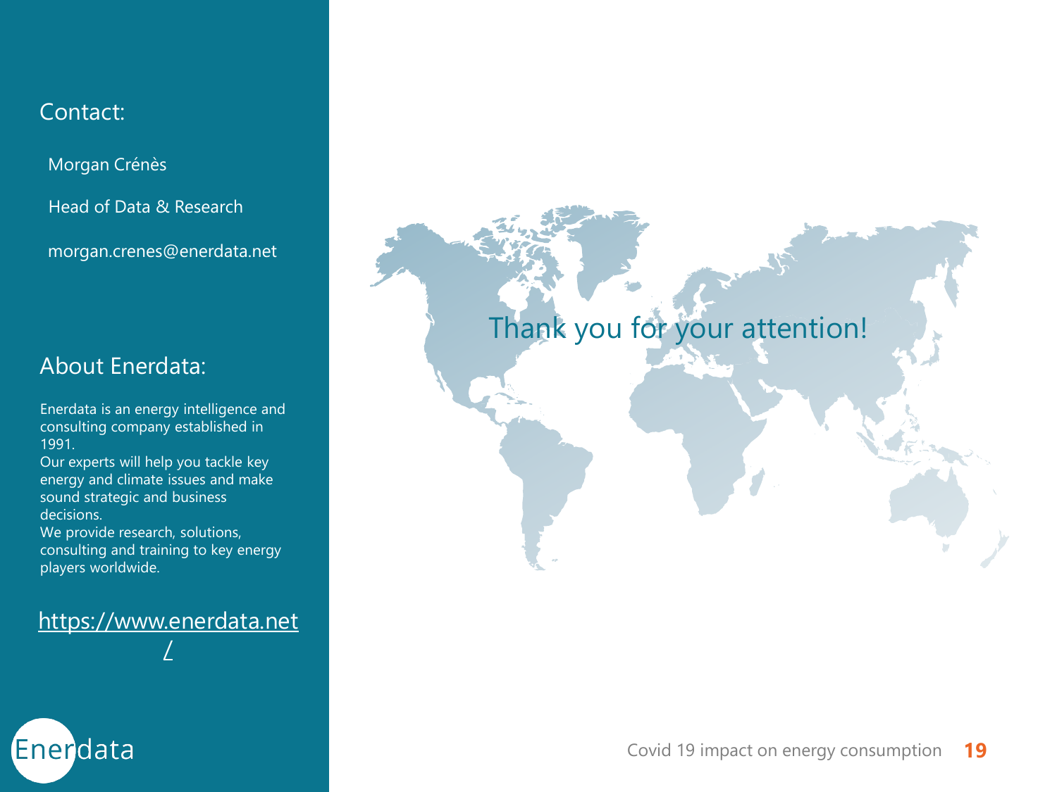## Contact:

Morgan Crénès

Head of Data & Research

morgan.crenes@enerdata.net

## About Enerdata:

Enerdata is an energy intelligence and consulting company established in 1991.
Our experts will help you tackle key energy and climate issues and make sound strategic and business decisions.
We provide research, solutions, consulting and training to key energy players worldwide.

https://www.enerdata.net/

Enerdata

Thank you for your attention!